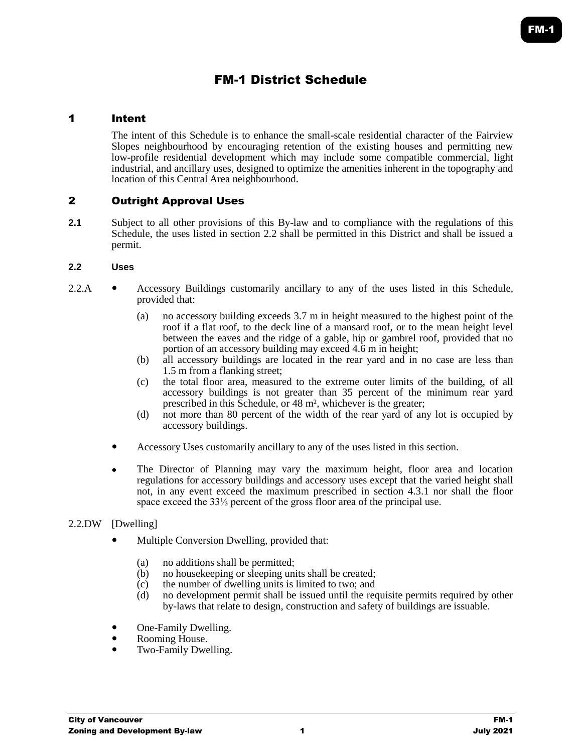# FM-1 District Schedule

## 1 Intent

The intent of this Schedule is to enhance the small-scale residential character of the Fairview Slopes neighbourhood by encouraging retention of the existing houses and permitting new low-profile residential development which may include some compatible commercial, light industrial, and ancillary uses, designed to optimize the amenities inherent in the topography and location of this Central Area neighbourhood.

## 2 Outright Approval Uses

**2.1** Subject to all other provisions of this By-law and to compliance with the regulations of this Schedule, the uses listed in section 2.2 shall be permitted in this District and shall be issued a permit.

### 2.2 Uses

2.2.A

- Accessory Buildings customarily ancillary to any of the uses listed in this Schedule, provided that:
  - (a) no accessory building exceeds 3.7 m in height measured to the highest point of the roof if a flat roof, to the deck line of a mansard roof, or to the mean height level between the eaves and the ridge of a gable, hip or gambrel roof, provided that no portion of an accessory building may exceed 4.6 m in height;
  - (b) all accessory buildings are located in the rear yard and in no case are less than 1.5 m from a flanking street;
  - (c) the total floor area, measured to the extreme outer limits of the building, of all accessory buildings is not greater than 35 percent of the minimum rear yard prescribed in this Schedule, or 48 m², whichever is the greater;
  - (d) not more than 80 percent of the width of the rear yard of any lot is occupied by accessory buildings.
- Accessory Uses customarily ancillary to any of the uses listed in this section.
- The Director of Planning may vary the maximum height, floor area and location regulations for accessory buildings and accessory uses except that the varied height shall not, in any event exceed the maximum prescribed in section 4.3.1 nor shall the floor space exceed the 33⅓ percent of the gross floor area of the principal use.

2.2.DW [Dwelling]

- Multiple Conversion Dwelling, provided that:
  - (a) no additions shall be permitted;
  - (b) no housekeeping or sleeping units shall be created;
  - (c) the number of dwelling units is limited to two; and
  - (d) no development permit shall be issued until the requisite permits required by other by-laws that relate to design, construction and safety of buildings are issuable.
- One-Family Dwelling.
- Rooming House.
- Two-Family Dwelling.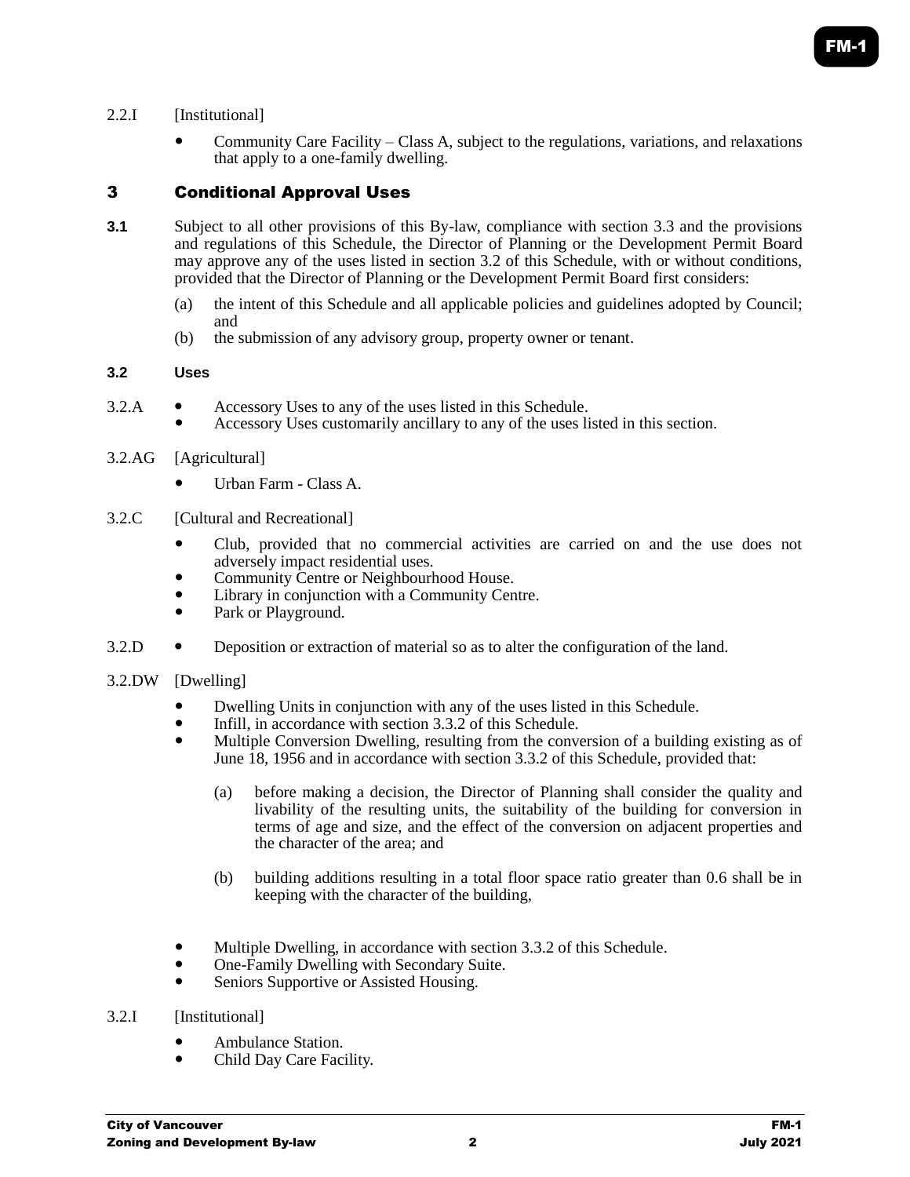2.2.I [Institutional]

- Community Care Facility – Class A, subject to the regulations, variations, and relaxations that apply to a one-family dwelling.

## 3 Conditional Approval Uses

**3.1** Subject to all other provisions of this By-law, compliance with section 3.3 and the provisions and regulations of this Schedule, the Director of Planning or the Development Permit Board may approve any of the uses listed in section 3.2 of this Schedule, with or without conditions, provided that the Director of Planning or the Development Permit Board first considers:

(a) the intent of this Schedule and all applicable policies and guidelines adopted by Council; and
(b) the submission of any advisory group, property owner or tenant.

### 3.2 Uses

3.2.A
- Accessory Uses to any of the uses listed in this Schedule.
- Accessory Uses customarily ancillary to any of the uses listed in this section.

3.2.AG [Agricultural]

- Urban Farm - Class A.

3.2.C [Cultural and Recreational]

- Club, provided that no commercial activities are carried on and the use does not adversely impact residential uses.
- Community Centre or Neighbourhood House.
- Library in conjunction with a Community Centre.
- Park or Playground.

3.2.D
- Deposition or extraction of material so as to alter the configuration of the land.

3.2.DW [Dwelling]

- Dwelling Units in conjunction with any of the uses listed in this Schedule.
- Infill, in accordance with section 3.3.2 of this Schedule.
- Multiple Conversion Dwelling, resulting from the conversion of a building existing as of June 18, 1956 and in accordance with section 3.3.2 of this Schedule, provided that:

  (a) before making a decision, the Director of Planning shall consider the quality and livability of the resulting units, the suitability of the building for conversion in terms of age and size, and the effect of the conversion on adjacent properties and the character of the area; and

  (b) building additions resulting in a total floor space ratio greater than 0.6 shall be in keeping with the character of the building,

- Multiple Dwelling, in accordance with section 3.3.2 of this Schedule.
- One-Family Dwelling with Secondary Suite.
- Seniors Supportive or Assisted Housing.

3.2.I [Institutional]

- Ambulance Station.
- Child Day Care Facility.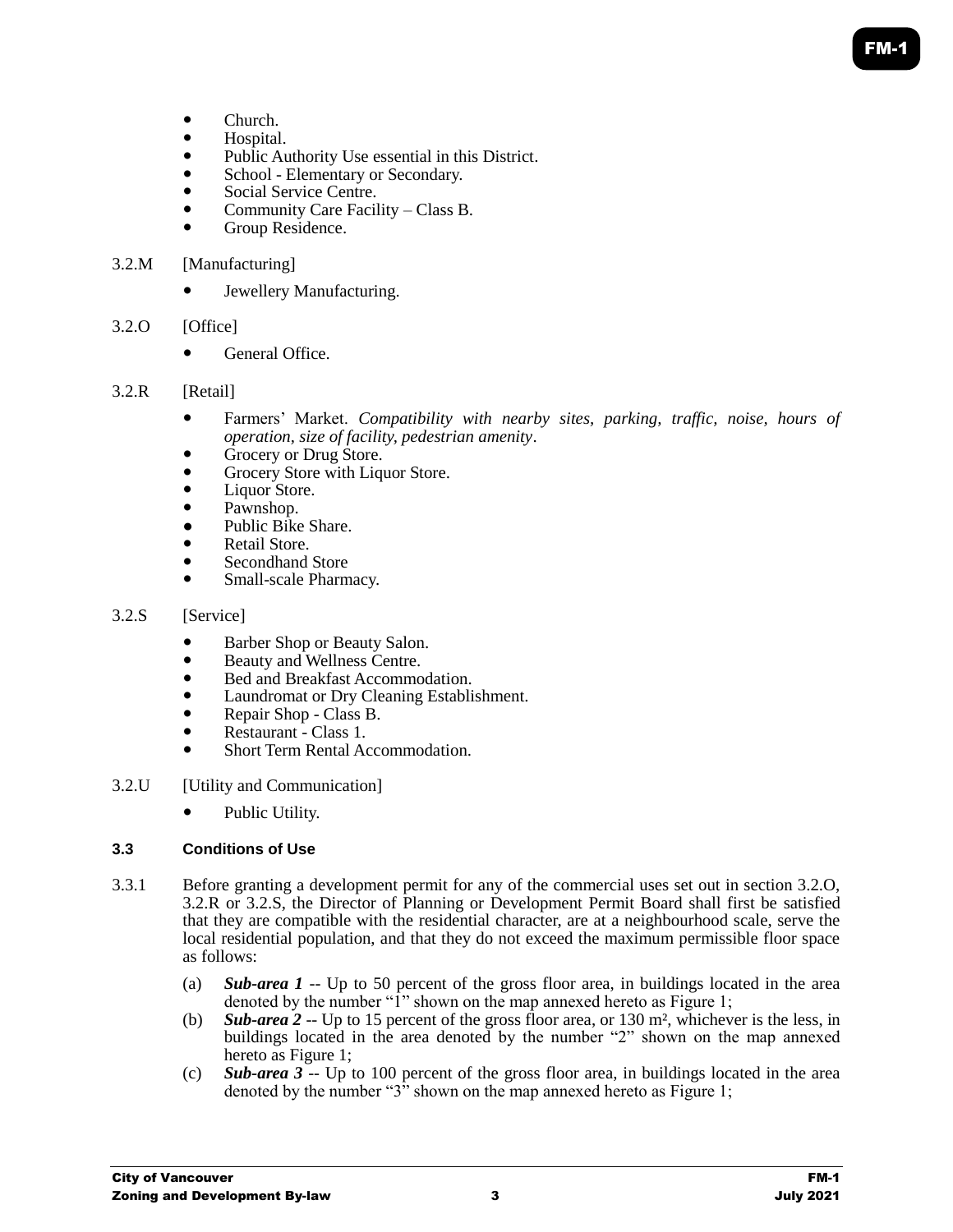- Church.
- Hospital.
- Public Authority Use essential in this District.
- School - Elementary or Secondary.
- Social Service Centre.
- Community Care Facility – Class B.
- Group Residence.

3.2.M [Manufacturing]

- Jewellery Manufacturing.

3.2.O [Office]

- General Office.

3.2.R [Retail]

- Farmers' Market. *Compatibility with nearby sites, parking, traffic, noise, hours of operation, size of facility, pedestrian amenity*.
- Grocery or Drug Store.
- Grocery Store with Liquor Store.
- Liquor Store.
- Pawnshop.
- Public Bike Share.
- Retail Store.
- Secondhand Store
- Small-scale Pharmacy.

3.2.S [Service]

- Barber Shop or Beauty Salon.
- Beauty and Wellness Centre.
- Bed and Breakfast Accommodation.
- Laundromat or Dry Cleaning Establishment.
- Repair Shop - Class B.
- Restaurant - Class 1.
- Short Term Rental Accommodation.

3.2.U [Utility and Communication]

- Public Utility.

### 3.3 Conditions of Use

3.3.1 Before granting a development permit for any of the commercial uses set out in section 3.2.O, 3.2.R or 3.2.S, the Director of Planning or Development Permit Board shall first be satisfied that they are compatible with the residential character, are at a neighbourhood scale, serve the local residential population, and that they do not exceed the maximum permissible floor space as follows:

(a) ***Sub-area 1*** -- Up to 50 percent of the gross floor area, in buildings located in the area denoted by the number "1" shown on the map annexed hereto as Figure 1;

(b) ***Sub-area 2*** -- Up to 15 percent of the gross floor area, or 130 m², whichever is the less, in buildings located in the area denoted by the number "2" shown on the map annexed hereto as Figure 1;

(c) ***Sub-area 3*** -- Up to 100 percent of the gross floor area, in buildings located in the area denoted by the number "3" shown on the map annexed hereto as Figure 1;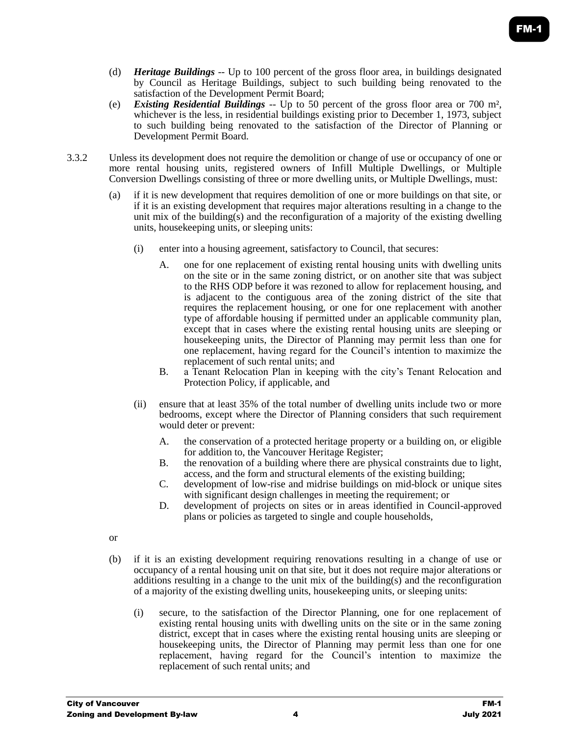(d) ***Heritage Buildings*** -- Up to 100 percent of the gross floor area, in buildings designated by Council as Heritage Buildings, subject to such building being renovated to the satisfaction of the Development Permit Board;

(e) ***Existing Residential Buildings*** -- Up to 50 percent of the gross floor area or 700 m², whichever is the less, in residential buildings existing prior to December 1, 1973, subject to such building being renovated to the satisfaction of the Director of Planning or Development Permit Board.

3.3.2 Unless its development does not require the demolition or change of use or occupancy of one or more rental housing units, registered owners of Infill Multiple Dwellings, or Multiple Conversion Dwellings consisting of three or more dwelling units, or Multiple Dwellings, must:

(a) if it is new development that requires demolition of one or more buildings on that site, or if it is an existing development that requires major alterations resulting in a change to the unit mix of the building(s) and the reconfiguration of a majority of the existing dwelling units, housekeeping units, or sleeping units:

(i) enter into a housing agreement, satisfactory to Council, that secures:

A. one for one replacement of existing rental housing units with dwelling units on the site or in the same zoning district, or on another site that was subject to the RHS ODP before it was rezoned to allow for replacement housing, and is adjacent to the contiguous area of the zoning district of the site that requires the replacement housing, or one for one replacement with another type of affordable housing if permitted under an applicable community plan, except that in cases where the existing rental housing units are sleeping or housekeeping units, the Director of Planning may permit less than one for one replacement, having regard for the Council's intention to maximize the replacement of such rental units; and

B. a Tenant Relocation Plan in keeping with the city's Tenant Relocation and Protection Policy, if applicable, and

(ii) ensure that at least 35% of the total number of dwelling units include two or more bedrooms, except where the Director of Planning considers that such requirement would deter or prevent:

A. the conservation of a protected heritage property or a building on, or eligible for addition to, the Vancouver Heritage Register;

B. the renovation of a building where there are physical constraints due to light, access, and the form and structural elements of the existing building;

C. development of low-rise and midrise buildings on mid-block or unique sites with significant design challenges in meeting the requirement; or

D. development of projects on sites or in areas identified in Council-approved plans or policies as targeted to single and couple households,

or

(b) if it is an existing development requiring renovations resulting in a change of use or occupancy of a rental housing unit on that site, but it does not require major alterations or additions resulting in a change to the unit mix of the building(s) and the reconfiguration of a majority of the existing dwelling units, housekeeping units, or sleeping units:

(i) secure, to the satisfaction of the Director Planning, one for one replacement of existing rental housing units with dwelling units on the site or in the same zoning district, except that in cases where the existing rental housing units are sleeping or housekeeping units, the Director of Planning may permit less than one for one replacement, having regard for the Council's intention to maximize the replacement of such rental units; and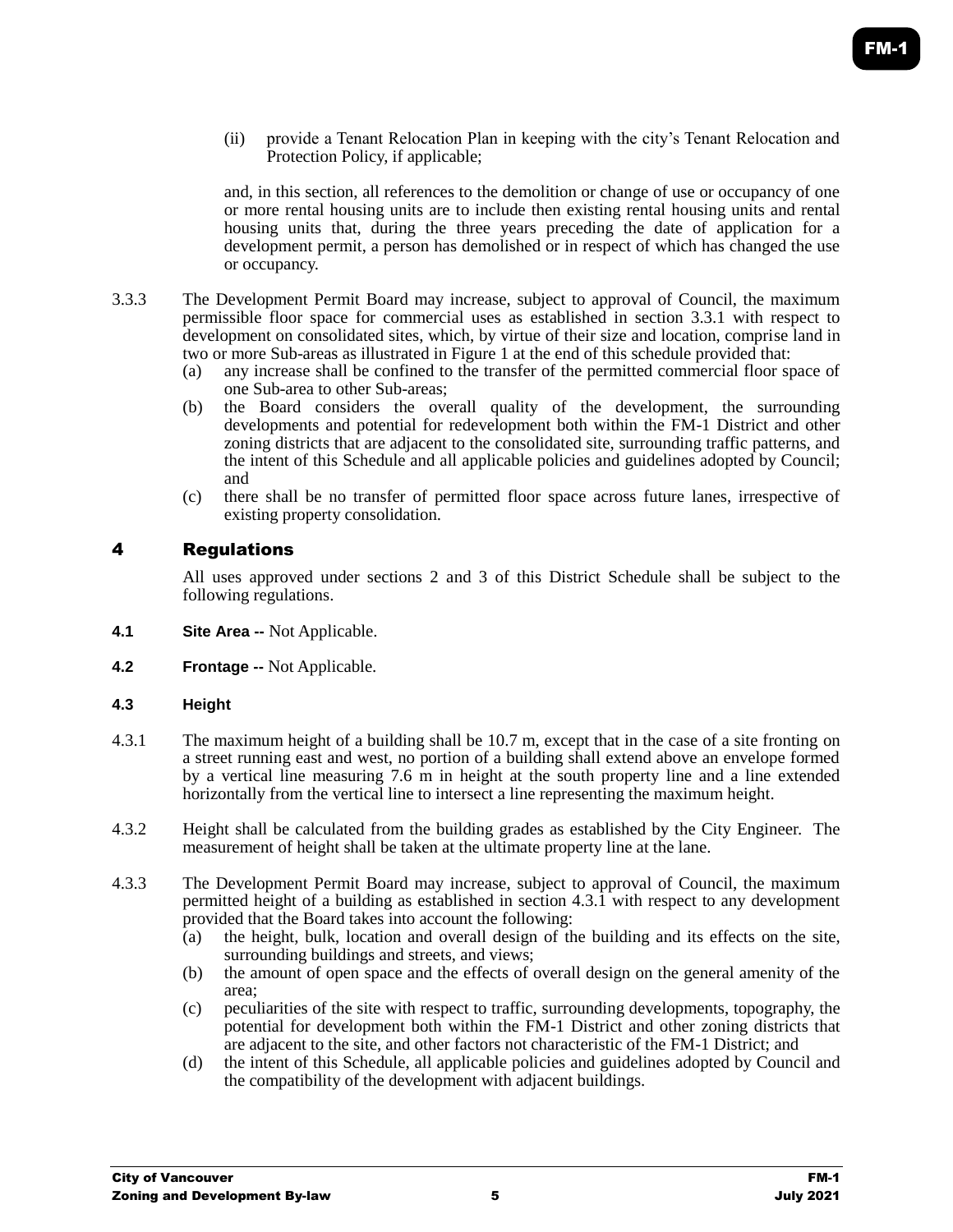(ii) provide a Tenant Relocation Plan in keeping with the city's Tenant Relocation and Protection Policy, if applicable;

and, in this section, all references to the demolition or change of use or occupancy of one or more rental housing units are to include then existing rental housing units and rental housing units that, during the three years preceding the date of application for a development permit, a person has demolished or in respect of which has changed the use or occupancy.

3.3.3 The Development Permit Board may increase, subject to approval of Council, the maximum permissible floor space for commercial uses as established in section 3.3.1 with respect to development on consolidated sites, which, by virtue of their size and location, comprise land in two or more Sub-areas as illustrated in Figure 1 at the end of this schedule provided that:

(a) any increase shall be confined to the transfer of the permitted commercial floor space of one Sub-area to other Sub-areas;
(b) the Board considers the overall quality of the development, the surrounding developments and potential for redevelopment both within the FM-1 District and other zoning districts that are adjacent to the consolidated site, surrounding traffic patterns, and the intent of this Schedule and all applicable policies and guidelines adopted by Council; and
(c) there shall be no transfer of permitted floor space across future lanes, irrespective of existing property consolidation.

# 4 Regulations

All uses approved under sections 2 and 3 of this District Schedule shall be subject to the following regulations.

**4.1 Site Area --** Not Applicable.

**4.2 Frontage --** Not Applicable.

**4.3 Height**

4.3.1 The maximum height of a building shall be 10.7 m, except that in the case of a site fronting on a street running east and west, no portion of a building shall extend above an envelope formed by a vertical line measuring 7.6 m in height at the south property line and a line extended horizontally from the vertical line to intersect a line representing the maximum height.

4.3.2 Height shall be calculated from the building grades as established by the City Engineer. The measurement of height shall be taken at the ultimate property line at the lane.

4.3.3 The Development Permit Board may increase, subject to approval of Council, the maximum permitted height of a building as established in section 4.3.1 with respect to any development provided that the Board takes into account the following:

(a) the height, bulk, location and overall design of the building and its effects on the site, surrounding buildings and streets, and views;
(b) the amount of open space and the effects of overall design on the general amenity of the area;
(c) peculiarities of the site with respect to traffic, surrounding developments, topography, the potential for development both within the FM-1 District and other zoning districts that are adjacent to the site, and other factors not characteristic of the FM-1 District; and
(d) the intent of this Schedule, all applicable policies and guidelines adopted by Council and the compatibility of the development with adjacent buildings.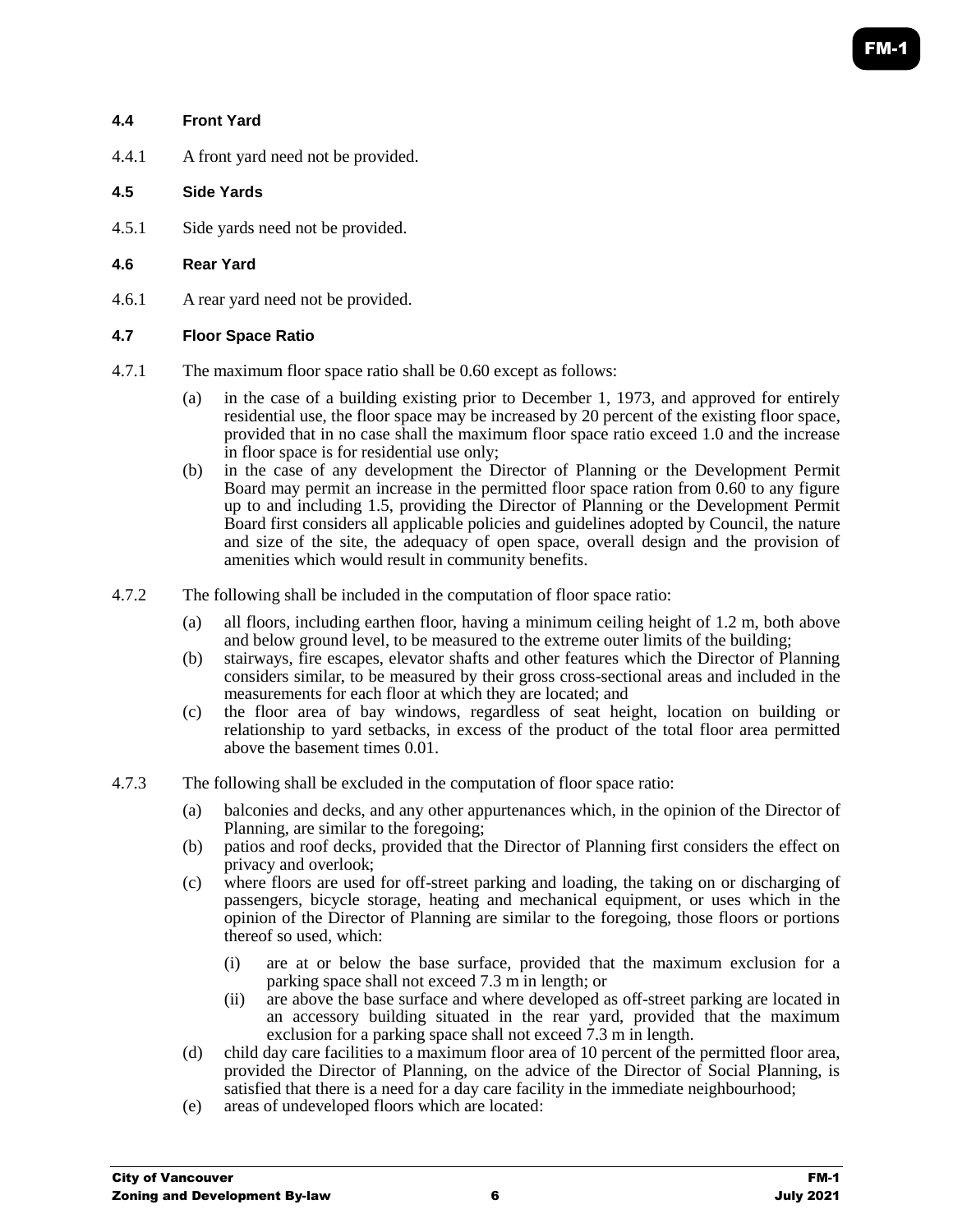### 4.4 Front Yard

4.4.1 A front yard need not be provided.

### 4.5 Side Yards

4.5.1 Side yards need not be provided.

### 4.6 Rear Yard

4.6.1 A rear yard need not be provided.

### 4.7 Floor Space Ratio

4.7.1 The maximum floor space ratio shall be 0.60 except as follows:

(a) in the case of a building existing prior to December 1, 1973, and approved for entirely residential use, the floor space may be increased by 20 percent of the existing floor space, provided that in no case shall the maximum floor space ratio exceed 1.0 and the increase in floor space is for residential use only;

(b) in the case of any development the Director of Planning or the Development Permit Board may permit an increase in the permitted floor space ration from 0.60 to any figure up to and including 1.5, providing the Director of Planning or the Development Permit Board first considers all applicable policies and guidelines adopted by Council, the nature and size of the site, the adequacy of open space, overall design and the provision of amenities which would result in community benefits.

4.7.2 The following shall be included in the computation of floor space ratio:

(a) all floors, including earthen floor, having a minimum ceiling height of 1.2 m, both above and below ground level, to be measured to the extreme outer limits of the building;

(b) stairways, fire escapes, elevator shafts and other features which the Director of Planning considers similar, to be measured by their gross cross-sectional areas and included in the measurements for each floor at which they are located; and

(c) the floor area of bay windows, regardless of seat height, location on building or relationship to yard setbacks, in excess of the product of the total floor area permitted above the basement times 0.01.

4.7.3 The following shall be excluded in the computation of floor space ratio:

(a) balconies and decks, and any other appurtenances which, in the opinion of the Director of Planning, are similar to the foregoing;

(b) patios and roof decks, provided that the Director of Planning first considers the effect on privacy and overlook;

(c) where floors are used for off-street parking and loading, the taking on or discharging of passengers, bicycle storage, heating and mechanical equipment, or uses which in the opinion of the Director of Planning are similar to the foregoing, those floors or portions thereof so used, which:

    (i) are at or below the base surface, provided that the maximum exclusion for a parking space shall not exceed 7.3 m in length; or

    (ii) are above the base surface and where developed as off-street parking are located in an accessory building situated in the rear yard, provided that the maximum exclusion for a parking space shall not exceed 7.3 m in length.

(d) child day care facilities to a maximum floor area of 10 percent of the permitted floor area, provided the Director of Planning, on the advice of the Director of Social Planning, is satisfied that there is a need for a day care facility in the immediate neighbourhood;

(e) areas of undeveloped floors which are located: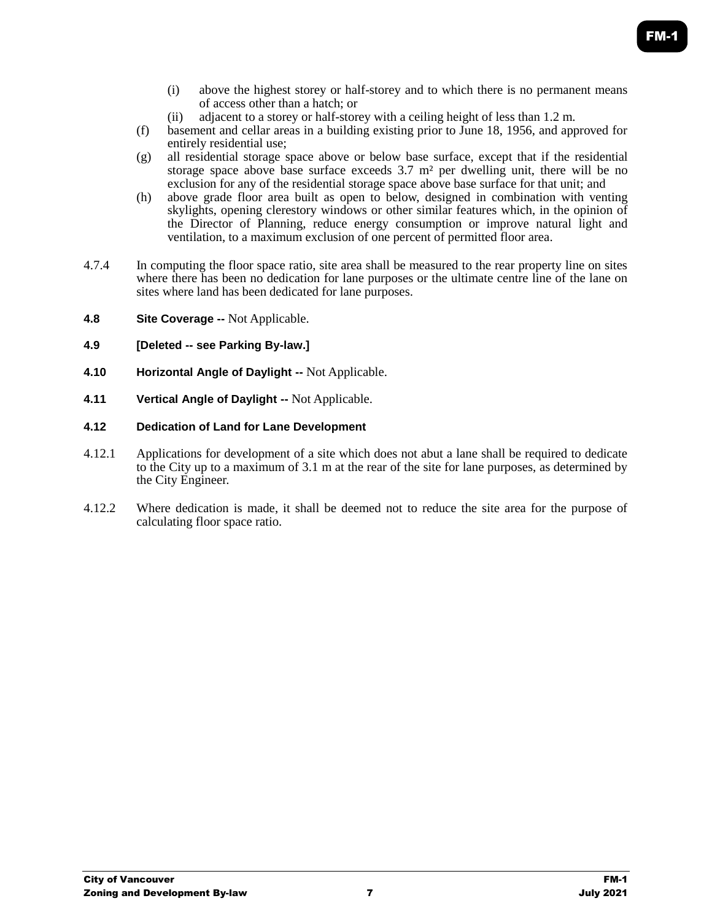(i) above the highest storey or half-storey and to which there is no permanent means of access other than a hatch; or

(ii) adjacent to a storey or half-storey with a ceiling height of less than 1.2 m.

(f) basement and cellar areas in a building existing prior to June 18, 1956, and approved for entirely residential use;

(g) all residential storage space above or below base surface, except that if the residential storage space above base surface exceeds 3.7 m² per dwelling unit, there will be no exclusion for any of the residential storage space above base surface for that unit; and

(h) above grade floor area built as open to below, designed in combination with venting skylights, opening clerestory windows or other similar features which, in the opinion of the Director of Planning, reduce energy consumption or improve natural light and ventilation, to a maximum exclusion of one percent of permitted floor area.

4.7.4 In computing the floor space ratio, site area shall be measured to the rear property line on sites where there has been no dedication for lane purposes or the ultimate centre line of the lane on sites where land has been dedicated for lane purposes.

**4.8 Site Coverage --** Not Applicable.

**4.9 [Deleted -- see Parking By-law.]**

**4.10 Horizontal Angle of Daylight --** Not Applicable.

**4.11 Vertical Angle of Daylight --** Not Applicable.

**4.12 Dedication of Land for Lane Development**

4.12.1 Applications for development of a site which does not abut a lane shall be required to dedicate to the City up to a maximum of 3.1 m at the rear of the site for lane purposes, as determined by the City Engineer.

4.12.2 Where dedication is made, it shall be deemed not to reduce the site area for the purpose of calculating floor space ratio.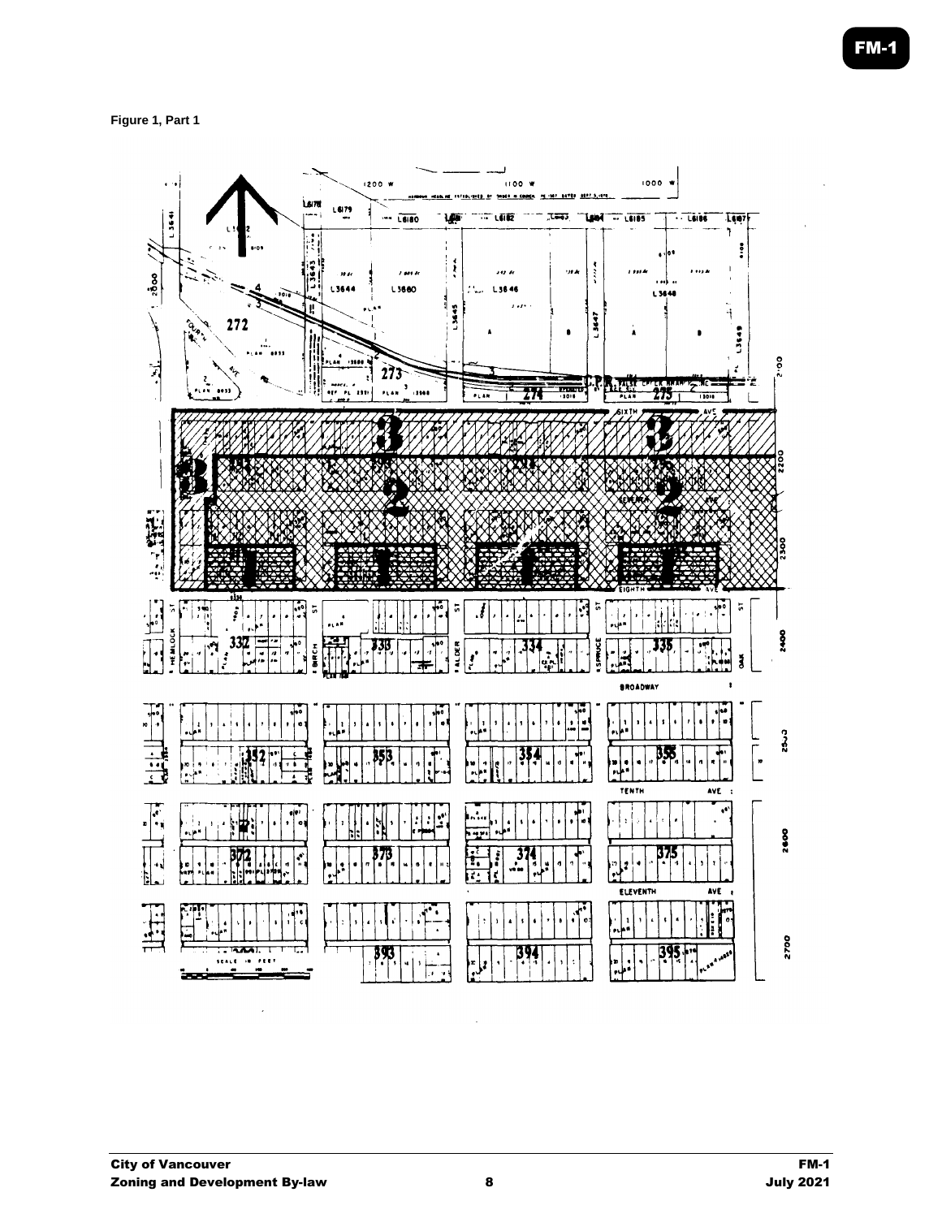Figure 1, Part 1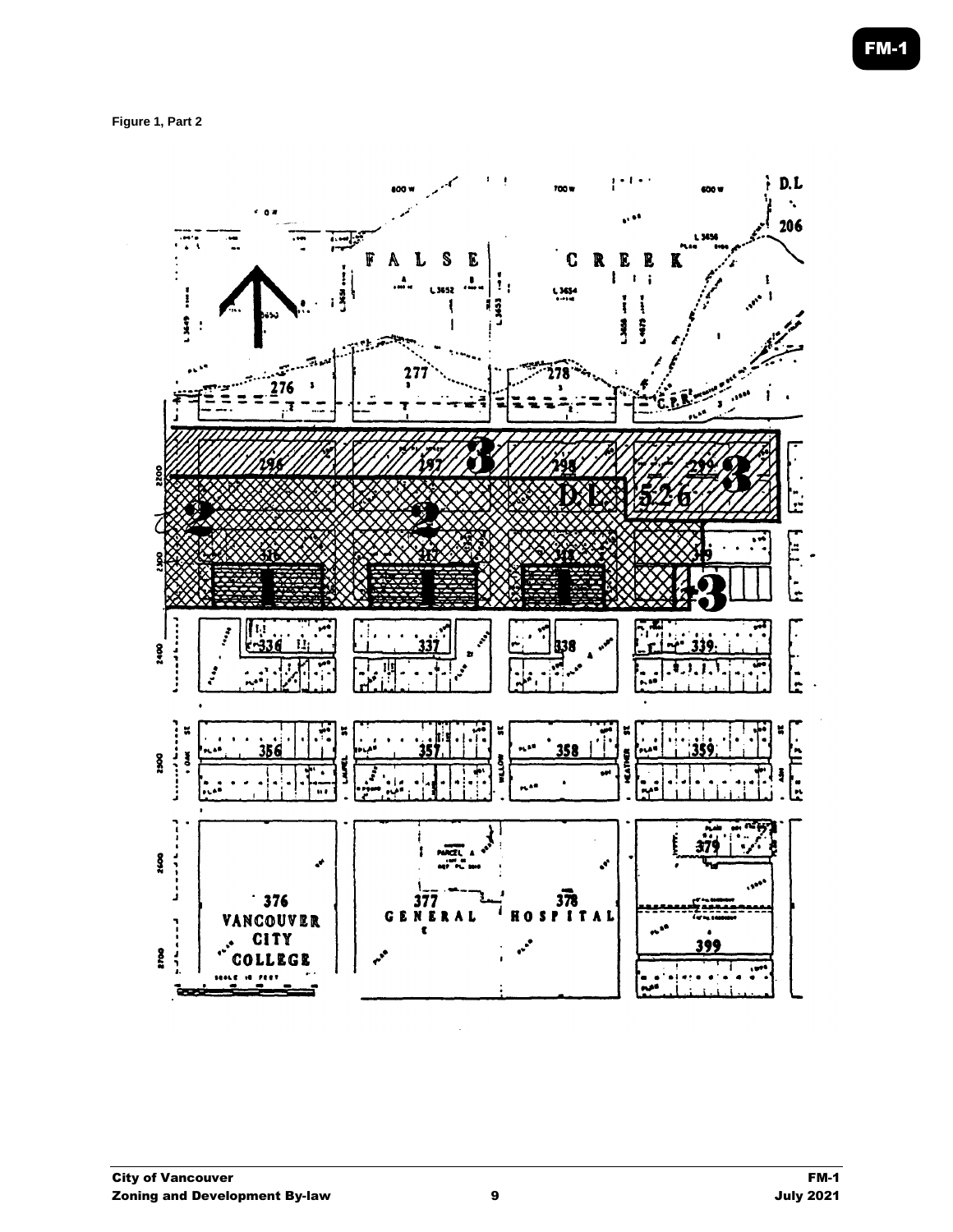Figure 1, Part 2

D.L

206

FALSE CREEK

276

277

278

C.P.R.

296

297

298

299

D.L. 526

316

317

318

319

336

337

338

339

356

357

358

359

376
VANCOUVER
CITY
COLLEGE

377
GENERAL

378
HOSPITAL

379

399

OAK ST

LAUREL

WILLOW

HEATHER ST

ASH

2200

2300

2400

2500

2600

2700

600 W

700 W

800 W

1

2

3